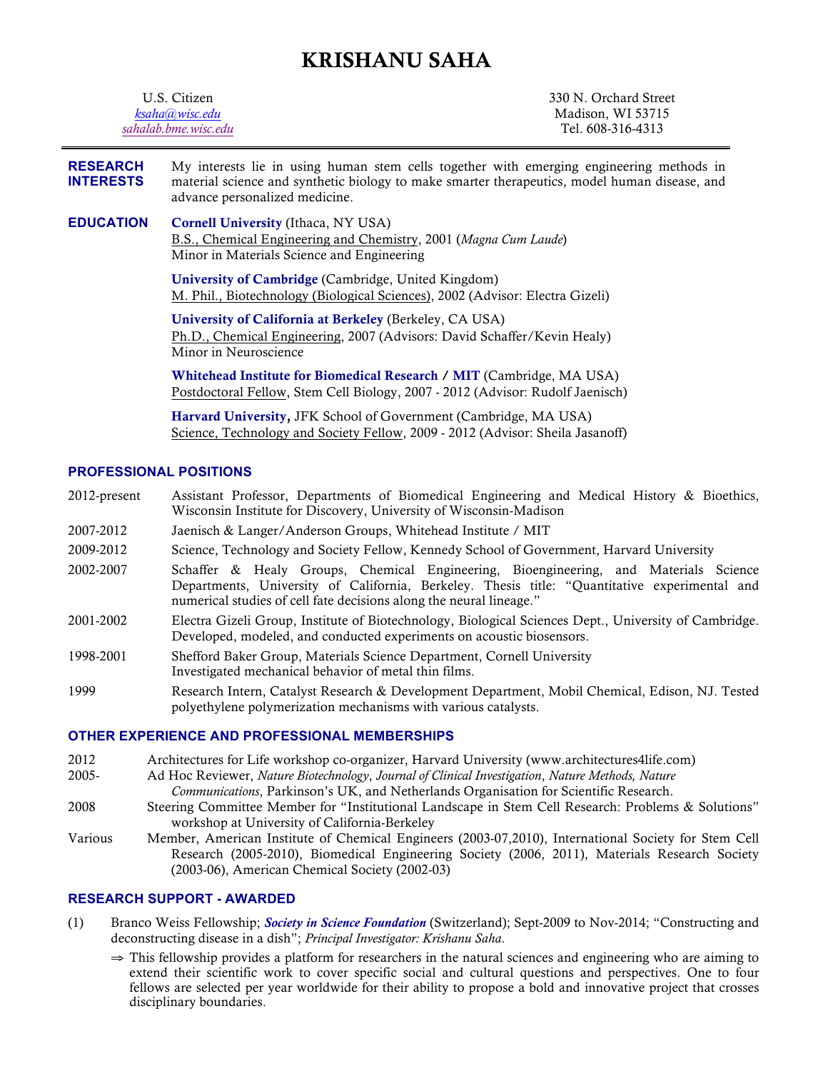# KRISHANU SAHA

U.S. Citizen
*ksaha@wisc.edu*
*sahalab.bme.wisc.edu*

330 N. Orchard Street
Madison, WI 53715
Tel. 608-316-4313

---

## RESEARCH INTERESTS

My interests lie in using human stem cells together with emerging engineering methods in material science and synthetic biology to make smarter therapeutics, model human disease, and advance personalized medicine.

## EDUCATION

**Cornell University** (Ithaca, NY USA)
B.S., Chemical Engineering and Chemistry, 2001 (*Magna Cum Laude*)
Minor in Materials Science and Engineering

**University of Cambridge** (Cambridge, United Kingdom)
M. Phil., Biotechnology (Biological Sciences), 2002 (Advisor: Electra Gizeli)

**University of California at Berkeley** (Berkeley, CA USA)
Ph.D., Chemical Engineering, 2007 (Advisors: David Schaffer/Kevin Healy)
Minor in Neuroscience

**Whitehead Institute for Biomedical Research / MIT** (Cambridge, MA USA)
Postdoctoral Fellow, Stem Cell Biology, 2007 - 2012 (Advisor: Rudolf Jaenisch)

**Harvard University,** JFK School of Government (Cambridge, MA USA)
Science, Technology and Society Fellow, 2009 - 2012 (Advisor: Sheila Jasanoff)

## PROFESSIONAL POSITIONS

2012-present — Assistant Professor, Departments of Biomedical Engineering and Medical History & Bioethics, Wisconsin Institute for Discovery, University of Wisconsin-Madison

2007-2012 — Jaenisch & Langer/Anderson Groups, Whitehead Institute / MIT

2009-2012 — Science, Technology and Society Fellow, Kennedy School of Government, Harvard University

2002-2007 — Schaffer & Healy Groups, Chemical Engineering, Bioengineering, and Materials Science Departments, University of California, Berkeley. Thesis title: "Quantitative experimental and numerical studies of cell fate decisions along the neural lineage."

2001-2002 — Electra Gizeli Group, Institute of Biotechnology, Biological Sciences Dept., University of Cambridge. Developed, modeled, and conducted experiments on acoustic biosensors.

1998-2001 — Shefford Baker Group, Materials Science Department, Cornell University
Investigated mechanical behavior of metal thin films.

1999 — Research Intern, Catalyst Research & Development Department, Mobil Chemical, Edison, NJ. Tested polyethylene polymerization mechanisms with various catalysts.

## OTHER EXPERIENCE AND PROFESSIONAL MEMBERSHIPS

2012 — Architectures for Life workshop co-organizer, Harvard University (www.architectures4life.com)

2005- — Ad Hoc Reviewer, *Nature Biotechnology*, *Journal of Clinical Investigation*, *Nature Methods, Nature Communications*, Parkinson's UK, and Netherlands Organisation for Scientific Research.

2008 — Steering Committee Member for "Institutional Landscape in Stem Cell Research: Problems & Solutions" workshop at University of California-Berkeley

Various — Member, American Institute of Chemical Engineers (2003-07,2010), International Society for Stem Cell Research (2005-2010), Biomedical Engineering Society (2006, 2011), Materials Research Society (2003-06), American Chemical Society (2002-03)

## RESEARCH SUPPORT - AWARDED

(1) Branco Weiss Fellowship; ***Society in Science Foundation*** (Switzerland); Sept-2009 to Nov-2014; "Constructing and deconstructing disease in a dish"; *Principal Investigator: Krishanu Saha*.

⇒ This fellowship provides a platform for researchers in the natural sciences and engineering who are aiming to extend their scientific work to cover specific social and cultural questions and perspectives. One to four fellows are selected per year worldwide for their ability to propose a bold and innovative project that crosses disciplinary boundaries.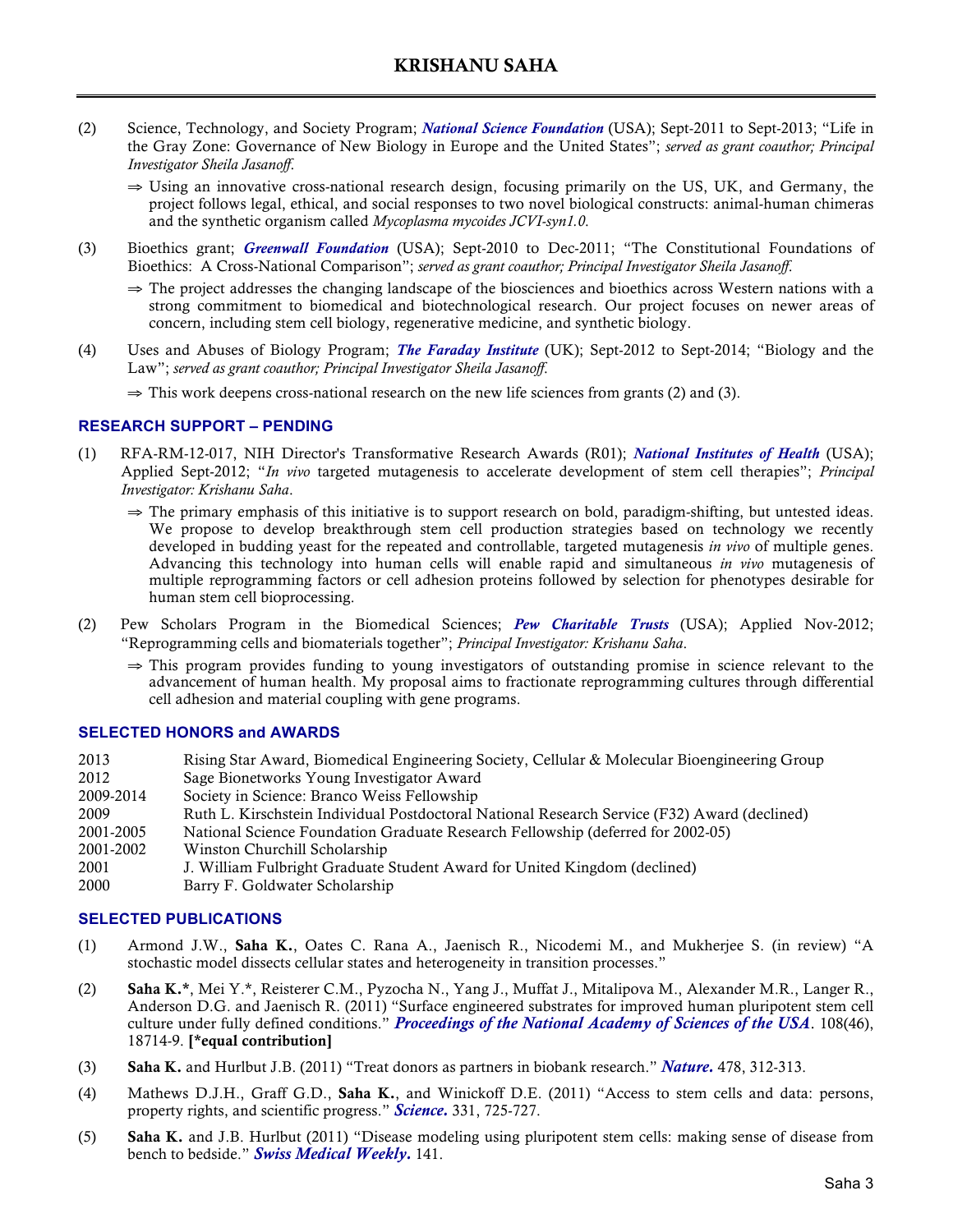(2) Science, Technology, and Society Program; ***National Science Foundation*** (USA); Sept-2011 to Sept-2013; "Life in the Gray Zone: Governance of New Biology in Europe and the United States"; *served as grant coauthor; Principal Investigator Sheila Jasanoff.*

⇒ Using an innovative cross-national research design, focusing primarily on the US, UK, and Germany, the project follows legal, ethical, and social responses to two novel biological constructs: animal-human chimeras and the synthetic organism called *Mycoplasma mycoides JCVI-syn1.0*.

(3) Bioethics grant; ***Greenwall Foundation*** (USA); Sept-2010 to Dec-2011; "The Constitutional Foundations of Bioethics: A Cross-National Comparison"; *served as grant coauthor; Principal Investigator Sheila Jasanoff.*

⇒ The project addresses the changing landscape of the biosciences and bioethics across Western nations with a strong commitment to biomedical and biotechnological research. Our project focuses on newer areas of concern, including stem cell biology, regenerative medicine, and synthetic biology.

(4) Uses and Abuses of Biology Program; ***The Faraday Institute*** (UK); Sept-2012 to Sept-2014; "Biology and the Law"; *served as grant coauthor; Principal Investigator Sheila Jasanoff.*

⇒ This work deepens cross-national research on the new life sciences from grants (2) and (3).

### RESEARCH SUPPORT – PENDING

(1) RFA-RM-12-017, NIH Director's Transformative Research Awards (R01); ***National Institutes of Health*** (USA); Applied Sept-2012; "*In vivo* targeted mutagenesis to accelerate development of stem cell therapies"; *Principal Investigator: Krishanu Saha*.

⇒ The primary emphasis of this initiative is to support research on bold, paradigm-shifting, but untested ideas. We propose to develop breakthrough stem cell production strategies based on technology we recently developed in budding yeast for the repeated and controllable, targeted mutagenesis *in vivo* of multiple genes. Advancing this technology into human cells will enable rapid and simultaneous *in vivo* mutagenesis of multiple reprogramming factors or cell adhesion proteins followed by selection for phenotypes desirable for human stem cell bioprocessing.

(2) Pew Scholars Program in the Biomedical Sciences; ***Pew Charitable Trusts*** (USA); Applied Nov-2012; "Reprogramming cells and biomaterials together"; *Principal Investigator: Krishanu Saha*.

⇒ This program provides funding to young investigators of outstanding promise in science relevant to the advancement of human health. My proposal aims to fractionate reprogramming cultures through differential cell adhesion and material coupling with gene programs.

### SELECTED HONORS and AWARDS

| | |
|---|---|
| 2013 | Rising Star Award, Biomedical Engineering Society, Cellular & Molecular Bioengineering Group |
| 2012 | Sage Bionetworks Young Investigator Award |
| 2009-2014 | Society in Science: Branco Weiss Fellowship |
| 2009 | Ruth L. Kirschstein Individual Postdoctoral National Research Service (F32) Award (declined) |
| 2001-2005 | National Science Foundation Graduate Research Fellowship (deferred for 2002-05) |
| 2001-2002 | Winston Churchill Scholarship |
| 2001 | J. William Fulbright Graduate Student Award for United Kingdom (declined) |
| 2000 | Barry F. Goldwater Scholarship |

### SELECTED PUBLICATIONS

(1) Armond J.W., **Saha K.**, Oates C. Rana A., Jaenisch R., Nicodemi M., and Mukherjee S. (in review) "A stochastic model dissects cellular states and heterogeneity in transition processes."

(2) **Saha K.***, Mei Y.*, Reisterer C.M., Pyzocha N., Yang J., Muffat J., Mitalipova M., Alexander M.R., Langer R., Anderson D.G. and Jaenisch R. (2011) "Surface engineered substrates for improved human pluripotent stem cell culture under fully defined conditions." ***Proceedings of the National Academy of Sciences of the USA***. 108(46), 18714-9. **[*equal contribution]**

(3) **Saha K.** and Hurlbut J.B. (2011) "Treat donors as partners in biobank research." ***Nature.*** 478, 312-313.

(4) Mathews D.J.H., Graff G.D., **Saha K.**, and Winickoff D.E. (2011) "Access to stem cells and data: persons, property rights, and scientific progress." ***Science.*** 331, 725-727.

(5) **Saha K.** and J.B. Hurlbut (2011) "Disease modeling using pluripotent stem cells: making sense of disease from bench to bedside." ***Swiss Medical Weekly.*** 141.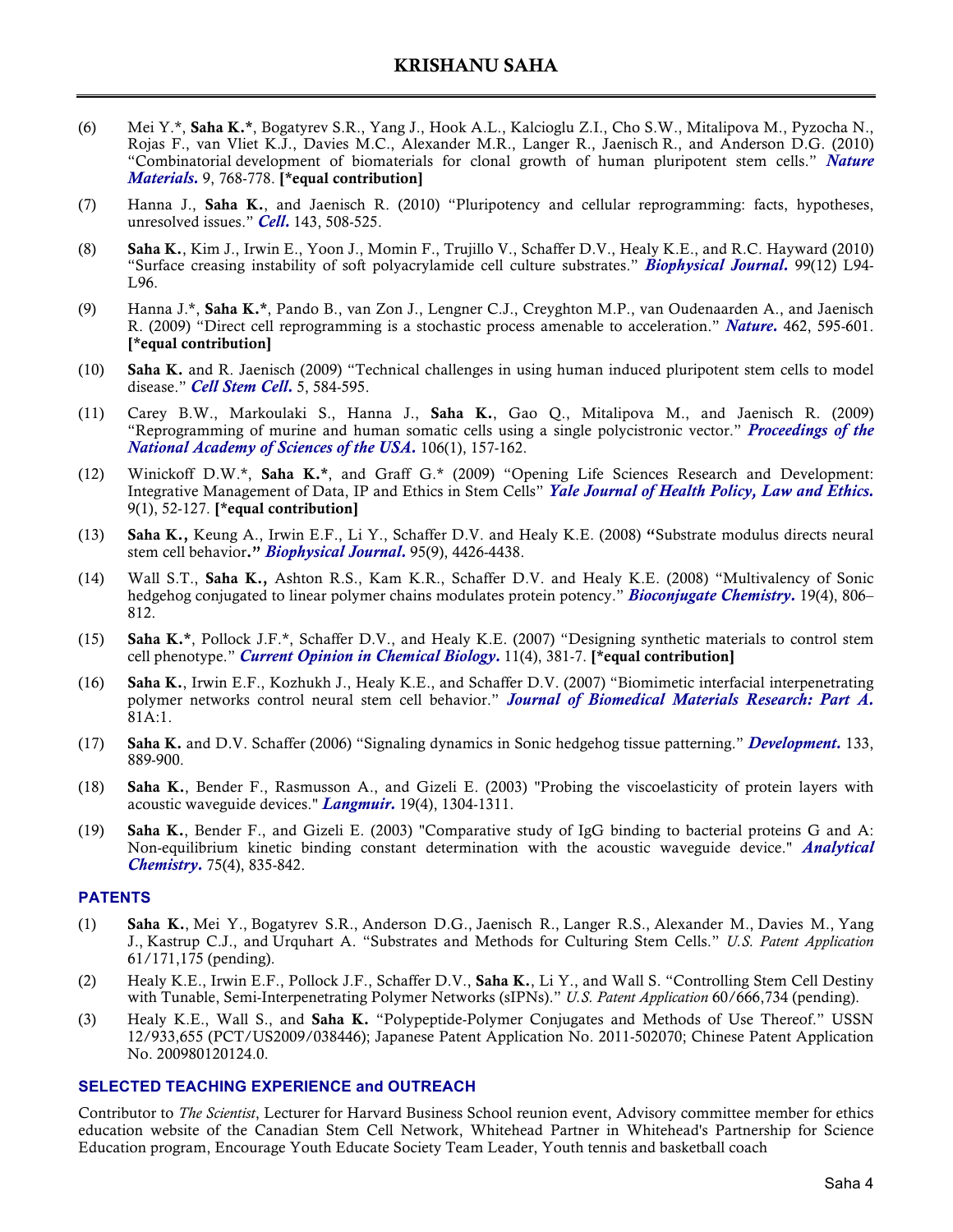(6) Mei Y.*, **Saha K.***, Bogatyrev S.R., Yang J., Hook A.L., Kalcioglu Z.I., Cho S.W., Mitalipova M., Pyzocha N., Rojas F., van Vliet K.J., Davies M.C., Alexander M.R., Langer R., Jaenisch R., and Anderson D.G. (2010) "Combinatorial development of biomaterials for clonal growth of human pluripotent stem cells." ***Nature Materials.*** 9, 768-778. **[*equal contribution]**

(7) Hanna J., **Saha K.**, and Jaenisch R. (2010) "Pluripotency and cellular reprogramming: facts, hypotheses, unresolved issues." ***Cell.*** 143, 508-525.

(8) **Saha K.**, Kim J., Irwin E., Yoon J., Momin F., Trujillo V., Schaffer D.V., Healy K.E., and R.C. Hayward (2010) "Surface creasing instability of soft polyacrylamide cell culture substrates." ***Biophysical Journal.*** 99(12) L94-L96.

(9) Hanna J.*, **Saha K.***, Pando B., van Zon J., Lengner C.J., Creyghton M.P., van Oudenaarden A., and Jaenisch R. (2009) "Direct cell reprogramming is a stochastic process amenable to acceleration." ***Nature.*** 462, 595-601. **[*equal contribution]**

(10) **Saha K.** and R. Jaenisch (2009) "Technical challenges in using human induced pluripotent stem cells to model disease." ***Cell Stem Cell.*** 5, 584-595.

(11) Carey B.W., Markoulaki S., Hanna J., **Saha K.**, Gao Q., Mitalipova M., and Jaenisch R. (2009) "Reprogramming of murine and human somatic cells using a single polycistronic vector." ***Proceedings of the National Academy of Sciences of the USA.*** 106(1), 157-162.

(12) Winickoff D.W.*, **Saha K.***, and Graff G.* (2009) "Opening Life Sciences Research and Development: Integrative Management of Data, IP and Ethics in Stem Cells" ***Yale Journal of Health Policy, Law and Ethics.*** 9(1), 52-127. **[*equal contribution]**

(13) **Saha K.,** Keung A., Irwin E.F., Li Y., Schaffer D.V. and Healy K.E. (2008) **"**Substrate modulus directs neural stem cell behavior**."** ***Biophysical Journal.*** 95(9), 4426-4438.

(14) Wall S.T., **Saha K.,** Ashton R.S., Kam K.R., Schaffer D.V. and Healy K.E. (2008) "Multivalency of Sonic hedgehog conjugated to linear polymer chains modulates protein potency." ***Bioconjugate Chemistry.*** 19(4), 806–812.

(15) **Saha K.***, Pollock J.F.*, Schaffer D.V., and Healy K.E. (2007) "Designing synthetic materials to control stem cell phenotype." ***Current Opinion in Chemical Biology.*** 11(4), 381-7. **[*equal contribution]**

(16) **Saha K.**, Irwin E.F., Kozhukh J., Healy K.E., and Schaffer D.V. (2007) "Biomimetic interfacial interpenetrating polymer networks control neural stem cell behavior." ***Journal of Biomedical Materials Research: Part A.*** 81A:1.

(17) **Saha K.** and D.V. Schaffer (2006) "Signaling dynamics in Sonic hedgehog tissue patterning." ***Development.*** 133, 889-900.

(18) **Saha K.**, Bender F., Rasmusson A., and Gizeli E. (2003) "Probing the viscoelasticity of protein layers with acoustic waveguide devices." ***Langmuir.*** 19(4), 1304-1311.

(19) **Saha K.**, Bender F., and Gizeli E. (2003) "Comparative study of IgG binding to bacterial proteins G and A: Non-equilibrium kinetic binding constant determination with the acoustic waveguide device." ***Analytical Chemistry.*** 75(4), 835-842.

## PATENTS

(1) **Saha K.**, Mei Y., Bogatyrev S.R., Anderson D.G., Jaenisch R., Langer R.S., Alexander M., Davies M., Yang J., Kastrup C.J., and Urquhart A. "Substrates and Methods for Culturing Stem Cells." *U.S. Patent Application* 61/171,175 (pending).

(2) Healy K.E., Irwin E.F., Pollock J.F., Schaffer D.V., **Saha K.**, Li Y., and Wall S. "Controlling Stem Cell Destiny with Tunable, Semi-Interpenetrating Polymer Networks (sIPNs)." *U.S. Patent Application* 60/666,734 (pending).

(3) Healy K.E., Wall S., and **Saha K.** "Polypeptide-Polymer Conjugates and Methods of Use Thereof." USSN 12/933,655 (PCT/US2009/038446); Japanese Patent Application No. 2011-502070; Chinese Patent Application No. 200980120124.0.

## SELECTED TEACHING EXPERIENCE and OUTREACH

Contributor to *The Scientist*, Lecturer for Harvard Business School reunion event, Advisory committee member for ethics education website of the Canadian Stem Cell Network, Whitehead Partner in Whitehead's Partnership for Science Education program, Encourage Youth Educate Society Team Leader, Youth tennis and basketball coach